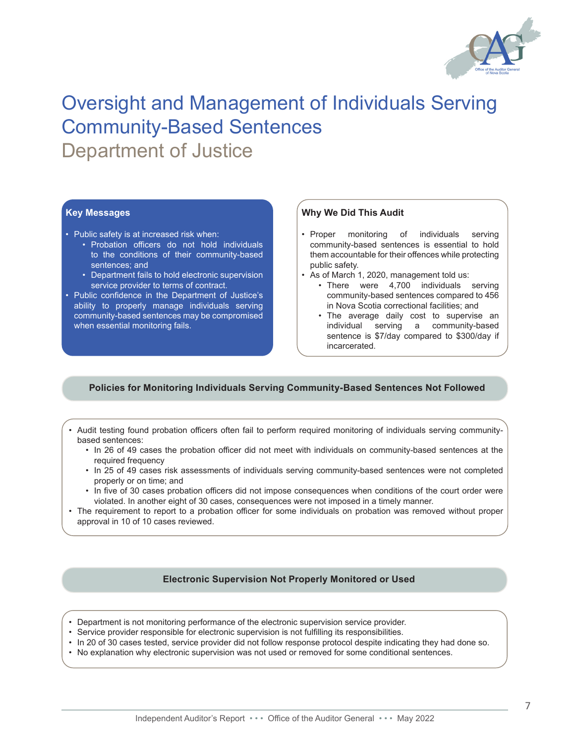# Oversight and Management of Individuals Serving Community-Based Sentences

## Department of Justice

### Key Messages

- Public safety is at increased risk when:
  - Probation officers do not hold individuals to the conditions of their community-based sentences; and
  - Department fails to hold electronic supervision service provider to terms of contract.
- Public confidence in the Department of Justice's ability to properly manage individuals serving community-based sentences may be compromised when essential monitoring fails.

### Why We Did This Audit

- Proper monitoring of individuals serving community-based sentences is essential to hold them accountable for their offences while protecting public safety.
- As of March 1, 2020, management told us:
  - There were 4,700 individuals serving community-based sentences compared to 456 in Nova Scotia correctional facilities; and
  - The average daily cost to supervise an individual serving a community-based sentence is $7/day compared to $300/day if incarcerated.

### Policies for Monitoring Individuals Serving Community-Based Sentences Not Followed

- Audit testing found probation officers often fail to perform required monitoring of individuals serving community-based sentences:
  - In 26 of 49 cases the probation officer did not meet with individuals on community-based sentences at the required frequency
  - In 25 of 49 cases risk assessments of individuals serving community-based sentences were not completed properly or on time; and
  - In five of 30 cases probation officers did not impose consequences when conditions of the court order were violated. In another eight of 30 cases, consequences were not imposed in a timely manner.
- The requirement to report to a probation officer for some individuals on probation was removed without proper approval in 10 of 10 cases reviewed.

### Electronic Supervision Not Properly Monitored or Used

- Department is not monitoring performance of the electronic supervision service provider.
- Service provider responsible for electronic supervision is not fulfilling its responsibilities.
- In 20 of 30 cases tested, service provider did not follow response protocol despite indicating they had done so.
- No explanation why electronic supervision was not used or removed for some conditional sentences.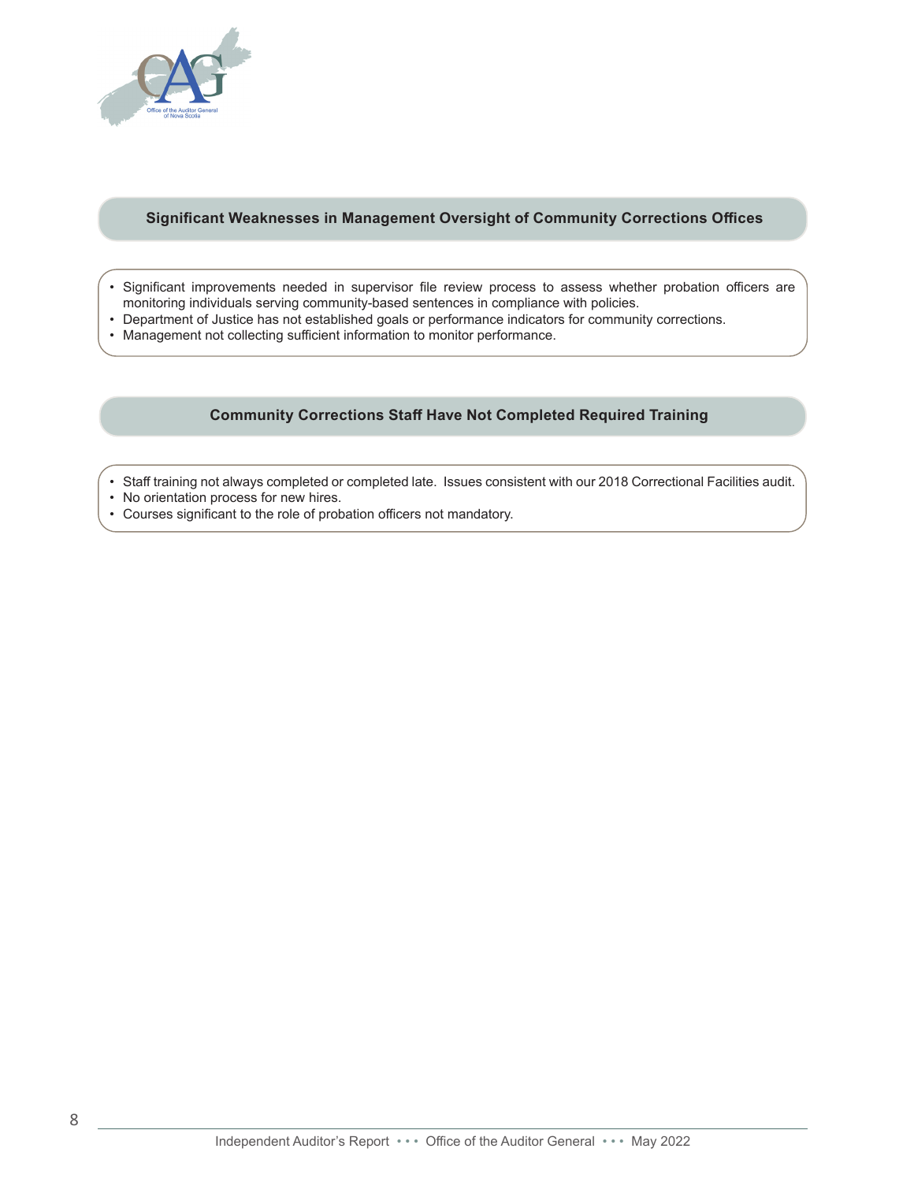## Significant Weaknesses in Management Oversight of Community Corrections Offices

- Significant improvements needed in supervisor file review process to assess whether probation officers are monitoring individuals serving community-based sentences in compliance with policies.
- Department of Justice has not established goals or performance indicators for community corrections.
- Management not collecting sufficient information to monitor performance.

## Community Corrections Staff Have Not Completed Required Training

- Staff training not always completed or completed late. Issues consistent with our 2018 Correctional Facilities audit.
- No orientation process for new hires.
- Courses significant to the role of probation officers not mandatory.